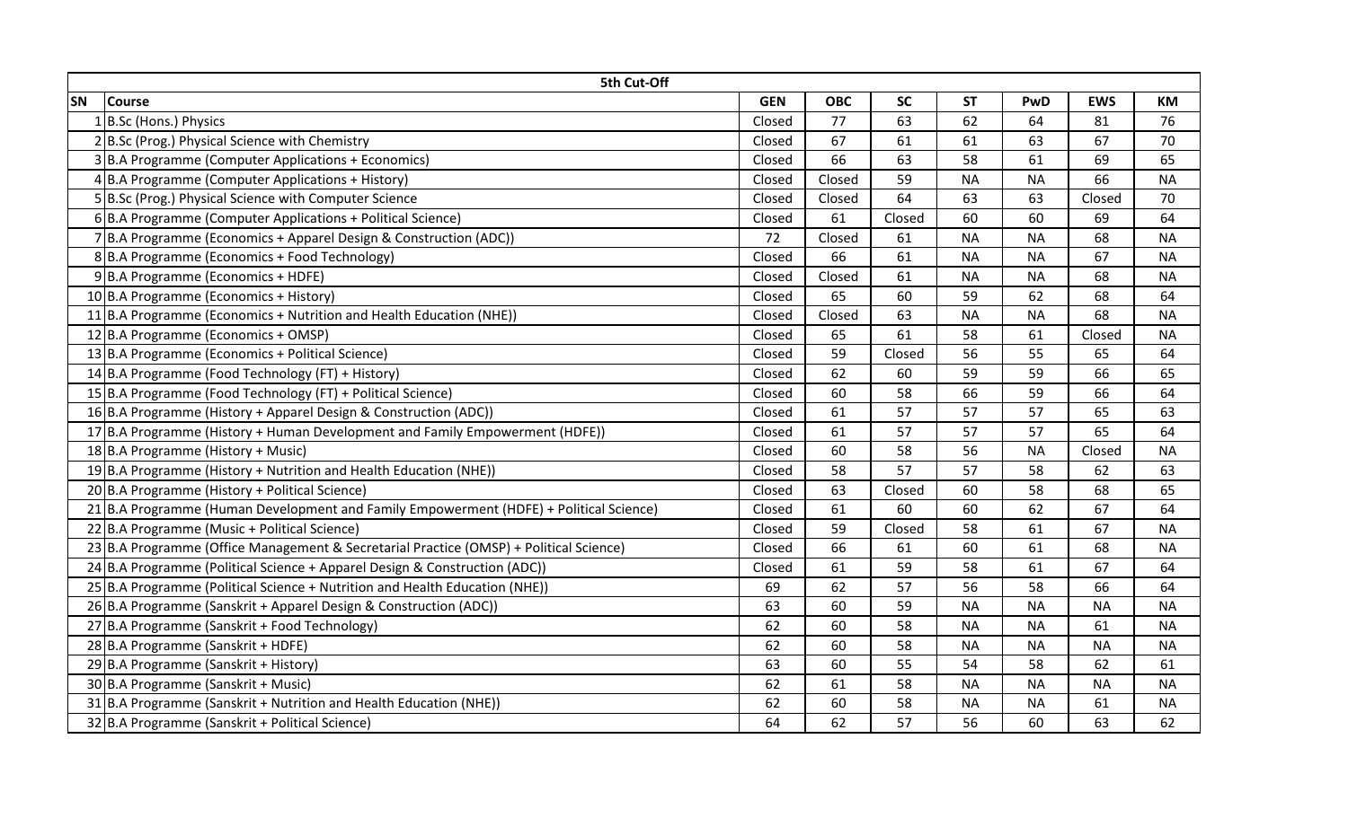| 5th Cut-Off | | | | | | | | |
|---|---|---|---|---|---|---|---|---|
| **SN** | **Course** | **GEN** | **OBC** | **SC** | **ST** | **PwD** | **EWS** | **KM** |
| 1 | B.Sc (Hons.) Physics | Closed | 77 | 63 | 62 | 64 | 81 | 76 |
| 2 | B.Sc (Prog.) Physical Science with Chemistry | Closed | 67 | 61 | 61 | 63 | 67 | 70 |
| 3 | B.A Programme (Computer Applications + Economics) | Closed | 66 | 63 | 58 | 61 | 69 | 65 |
| 4 | B.A Programme (Computer Applications + History) | Closed | Closed | 59 | NA | NA | 66 | NA |
| 5 | B.Sc (Prog.) Physical Science with Computer Science | Closed | Closed | 64 | 63 | 63 | Closed | 70 |
| 6 | B.A Programme (Computer Applications + Political Science) | Closed | 61 | Closed | 60 | 60 | 69 | 64 |
| 7 | B.A Programme (Economics + Apparel Design & Construction (ADC)) | 72 | Closed | 61 | NA | NA | 68 | NA |
| 8 | B.A Programme (Economics + Food Technology) | Closed | 66 | 61 | NA | NA | 67 | NA |
| 9 | B.A Programme (Economics + HDFE) | Closed | Closed | 61 | NA | NA | 68 | NA |
| 10 | B.A Programme (Economics + History) | Closed | 65 | 60 | 59 | 62 | 68 | 64 |
| 11 | B.A Programme (Economics + Nutrition and Health Education (NHE)) | Closed | Closed | 63 | NA | NA | 68 | NA |
| 12 | B.A Programme (Economics + OMSP) | Closed | 65 | 61 | 58 | 61 | Closed | NA |
| 13 | B.A Programme (Economics + Political Science) | Closed | 59 | Closed | 56 | 55 | 65 | 64 |
| 14 | B.A Programme (Food Technology (FT) + History) | Closed | 62 | 60 | 59 | 59 | 66 | 65 |
| 15 | B.A Programme (Food Technology (FT) + Political Science) | Closed | 60 | 58 | 66 | 59 | 66 | 64 |
| 16 | B.A Programme (History + Apparel Design & Construction (ADC)) | Closed | 61 | 57 | 57 | 57 | 65 | 63 |
| 17 | B.A Programme (History + Human Development and Family Empowerment (HDFE)) | Closed | 61 | 57 | 57 | 57 | 65 | 64 |
| 18 | B.A Programme (History + Music) | Closed | 60 | 58 | 56 | NA | Closed | NA |
| 19 | B.A Programme (History + Nutrition and Health Education (NHE)) | Closed | 58 | 57 | 57 | 58 | 62 | 63 |
| 20 | B.A Programme (History + Political Science) | Closed | 63 | Closed | 60 | 58 | 68 | 65 |
| 21 | B.A Programme (Human Development and Family Empowerment (HDFE) + Political Science) | Closed | 61 | 60 | 60 | 62 | 67 | 64 |
| 22 | B.A Programme (Music + Political Science) | Closed | 59 | Closed | 58 | 61 | 67 | NA |
| 23 | B.A Programme (Office Management & Secretarial Practice (OMSP) + Political Science) | Closed | 66 | 61 | 60 | 61 | 68 | NA |
| 24 | B.A Programme (Political Science + Apparel Design & Construction (ADC)) | Closed | 61 | 59 | 58 | 61 | 67 | 64 |
| 25 | B.A Programme (Political Science + Nutrition and Health Education (NHE)) | 69 | 62 | 57 | 56 | 58 | 66 | 64 |
| 26 | B.A Programme (Sanskrit + Apparel Design & Construction (ADC)) | 63 | 60 | 59 | NA | NA | NA | NA |
| 27 | B.A Programme (Sanskrit + Food Technology) | 62 | 60 | 58 | NA | NA | 61 | NA |
| 28 | B.A Programme (Sanskrit + HDFE) | 62 | 60 | 58 | NA | NA | NA | NA |
| 29 | B.A Programme (Sanskrit + History) | 63 | 60 | 55 | 54 | 58 | 62 | 61 |
| 30 | B.A Programme (Sanskrit + Music) | 62 | 61 | 58 | NA | NA | NA | NA |
| 31 | B.A Programme (Sanskrit + Nutrition and Health Education (NHE)) | 62 | 60 | 58 | NA | NA | 61 | NA |
| 32 | B.A Programme (Sanskrit + Political Science) | 64 | 62 | 57 | 56 | 60 | 63 | 62 |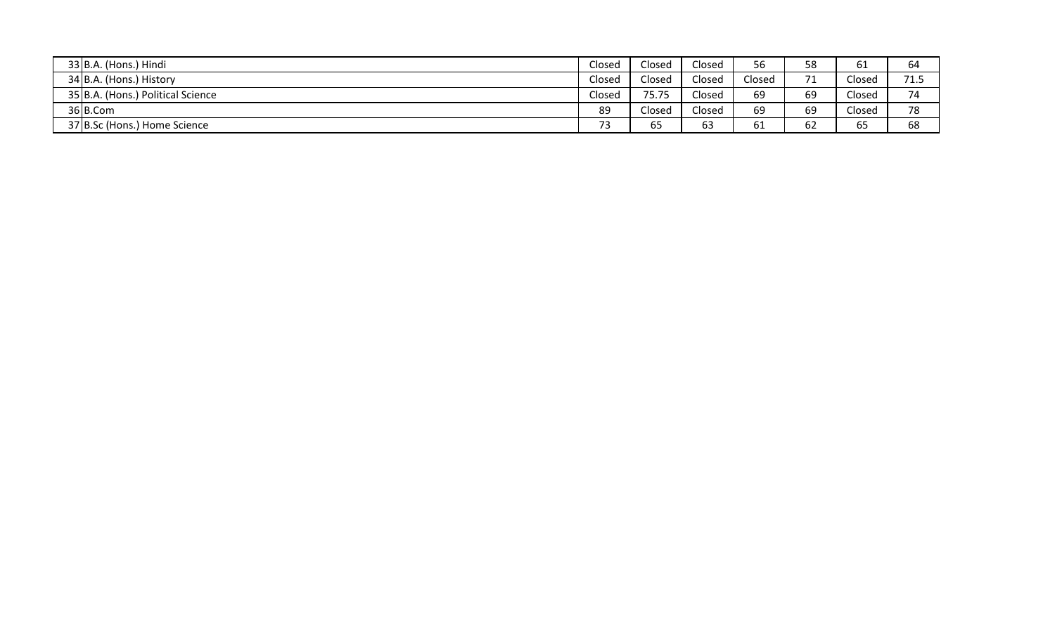| | | | | | | | | |
|---|---|---|---|---|---|---|---|---|
| 33 | B.A. (Hons.) Hindi | Closed | Closed | Closed | 56 | 58 | 61 | 64 |
| 34 | B.A. (Hons.) History | Closed | Closed | Closed | Closed | 71 | Closed | 71.5 |
| 35 | B.A. (Hons.) Political Science | Closed | 75.75 | Closed | 69 | 69 | Closed | 74 |
| 36 | B.Com | 89 | Closed | Closed | 69 | 69 | Closed | 78 |
| 37 | B.Sc (Hons.) Home Science | 73 | 65 | 63 | 61 | 62 | 65 | 68 |